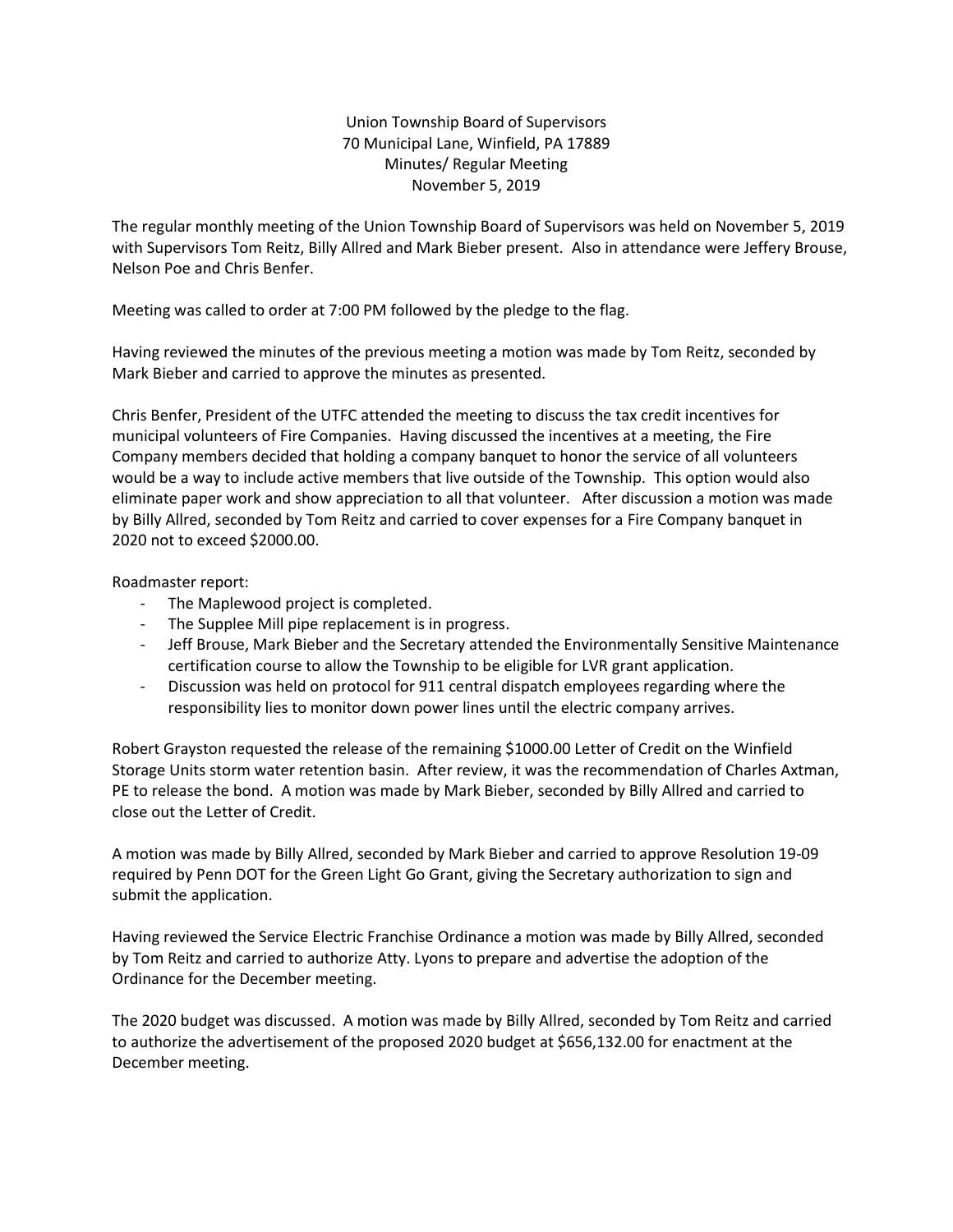Union Township Board of Supervisors
70 Municipal Lane, Winfield, PA 17889
Minutes/ Regular Meeting
November 5, 2019

The regular monthly meeting of the Union Township Board of Supervisors was held on November 5, 2019 with Supervisors Tom Reitz, Billy Allred and Mark Bieber present. Also in attendance were Jeffery Brouse, Nelson Poe and Chris Benfer.

Meeting was called to order at 7:00 PM followed by the pledge to the flag.

Having reviewed the minutes of the previous meeting a motion was made by Tom Reitz, seconded by Mark Bieber and carried to approve the minutes as presented.

Chris Benfer, President of the UTFC attended the meeting to discuss the tax credit incentives for municipal volunteers of Fire Companies. Having discussed the incentives at a meeting, the Fire Company members decided that holding a company banquet to honor the service of all volunteers would be a way to include active members that live outside of the Township. This option would also eliminate paper work and show appreciation to all that volunteer. After discussion a motion was made by Billy Allred, seconded by Tom Reitz and carried to cover expenses for a Fire Company banquet in 2020 not to exceed $2000.00.

Roadmaster report:

- The Maplewood project is completed.
- The Supplee Mill pipe replacement is in progress.
- Jeff Brouse, Mark Bieber and the Secretary attended the Environmentally Sensitive Maintenance certification course to allow the Township to be eligible for LVR grant application.
- Discussion was held on protocol for 911 central dispatch employees regarding where the responsibility lies to monitor down power lines until the electric company arrives.

Robert Grayston requested the release of the remaining $1000.00 Letter of Credit on the Winfield Storage Units storm water retention basin. After review, it was the recommendation of Charles Axtman, PE to release the bond. A motion was made by Mark Bieber, seconded by Billy Allred and carried to close out the Letter of Credit.

A motion was made by Billy Allred, seconded by Mark Bieber and carried to approve Resolution 19-09 required by Penn DOT for the Green Light Go Grant, giving the Secretary authorization to sign and submit the application.

Having reviewed the Service Electric Franchise Ordinance a motion was made by Billy Allred, seconded by Tom Reitz and carried to authorize Atty. Lyons to prepare and advertise the adoption of the Ordinance for the December meeting.

The 2020 budget was discussed. A motion was made by Billy Allred, seconded by Tom Reitz and carried to authorize the advertisement of the proposed 2020 budget at $656,132.00 for enactment at the December meeting.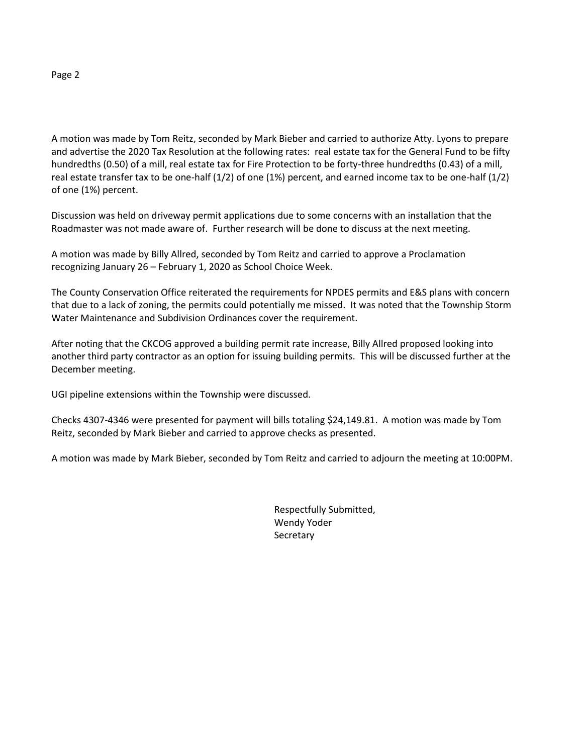A motion was made by Tom Reitz, seconded by Mark Bieber and carried to authorize Atty. Lyons to prepare and advertise the 2020 Tax Resolution at the following rates: real estate tax for the General Fund to be fifty hundredths (0.50) of a mill, real estate tax for Fire Protection to be forty-three hundredths (0.43) of a mill, real estate transfer tax to be one-half (1/2) of one (1%) percent, and earned income tax to be one-half (1/2) of one (1%) percent.

Discussion was held on driveway permit applications due to some concerns with an installation that the Roadmaster was not made aware of. Further research will be done to discuss at the next meeting.

A motion was made by Billy Allred, seconded by Tom Reitz and carried to approve a Proclamation recognizing January 26 – February 1, 2020 as School Choice Week.

The County Conservation Office reiterated the requirements for NPDES permits and E&S plans with concern that due to a lack of zoning, the permits could potentially me missed. It was noted that the Township Storm Water Maintenance and Subdivision Ordinances cover the requirement.

After noting that the CKCOG approved a building permit rate increase, Billy Allred proposed looking into another third party contractor as an option for issuing building permits. This will be discussed further at the December meeting.

UGI pipeline extensions within the Township were discussed.

Checks 4307-4346 were presented for payment will bills totaling $24,149.81. A motion was made by Tom Reitz, seconded by Mark Bieber and carried to approve checks as presented.

A motion was made by Mark Bieber, seconded by Tom Reitz and carried to adjourn the meeting at 10:00PM.

Respectfully Submitted,
Wendy Yoder
Secretary